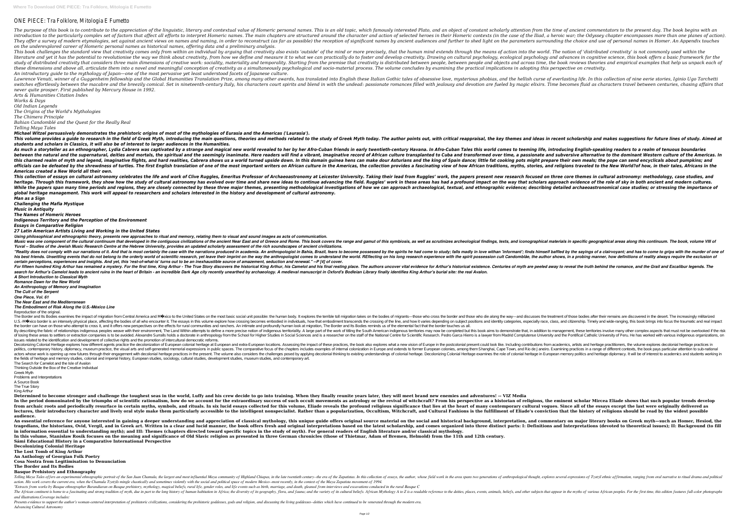# ONE PIECE: Tra Folklore, Mitologia E Fumetto

The purpose of this book is to contribute to the appreciation of the linguistic, literary and contextual value of Homeric personal names. This is an old topic, which famously interested Plato, and an object of constant scholarly attention from the time of ancient commentators to the present day. The book begins with an introduction to the particularly complex set of factors that affect all efforts to interpret Homeric names. The main chapters are structured around the character and action of selected heroes in their Homeric contexts (in the case of the Iliad, a heroic war; the Odyssey chapter encompasses more than one planes of action). They offer a survey of modern etymologies, set against ancient views on names and naming, in order to reconstruct (as far as possible) the reception of significant names by ancient audiences and further to shed light on the parameters surrounding the choice and use of personal names in Homer. An Appendix touches on the underexplored career of Homeric personal names as historical names, offering data and a preliminary analysis.

This book challenges the standard view that creativity comes only from within an individual by arguing that creativity also exists 'outside' of the mind or more precisely, that the human mind extends through the means of action into the world. The notion of 'distributed creativity' is not commonly used within the literature and yet it has the potential to revolutionise the way we think about creativity, from how we define and measure it to what we can practically do to foster and develop creativity. Drawing on cultural psychology, ecological psychology and advances in cognitive science, this book offers a basic framework for the study of distributed creativity that considers three main dimensions of creative work: sociality, materiality and temporality. Starting from the premise that creativity is distributed between people, between people and objects and across time, the book reviews theories and empirical examples that help us unpack each of these dimensions and above all, articulate them into a novel and meaningful conception of creativity as a simultaneously psychological and socio-material process. The volume concludes by examining the practical implications in adopting this perspective on creativity.

An introductory guide to the mythology of Japan—one of the most pervasive yet least understood facets of Japanese culture.

Lawrence Venuti, winner of a Guggenheim fellowship and the Global Humanities Translation Prize, among many other awards, has translated into English these Italian Gothic tales of obsessive love, mysterious phobias, and the hellish curse of everlasting life. In this collection of nine eerie stories, Iginio Ugo Tarchetti switches effortlessly between the macabre and the breezily comical. Set in nineteenth-century Italy, his characters court spirits and blend in with the undead: passionate romances filled with jealousy and devotion are fueled by magic elixirs. Time becomes fluid as characters travel between centuries, chasing affairs that never quite prosper. First published by Mercury House in 1992.

*Arts & Humanities Citation Index*

*Works & Days*

*Old Indian Legends*

*The Origins of the World's Mythologies*

*The Chimera Principle*

*Bahian Candomblé and the Quest for the Really Real*

*Telling Maya Tales*

***Michael Witzel persuasively demonstrates the prehistoric origins of most of the mythologies of Eurasia and the Americas ('Laurasia').***

**This volume provides a guide to research in the field of Greek Myth, introducing the main questions, theories and methods related to the study of Greek Myth today. The author points out, with critical reappraisal, the key themes and ideas in recent scholarship and makes suggestions for future lines of study. Aimed at students and scholars in Classics, it will also be of interest to larger audiences in the Humanities.**

***As much a storyteller as an ethnographer, Lydia Cabrera was captivated by a strange and magical new world revealed to her by her Afro-Cuban friends in early twentieth-century Havana. In Afro-Cuban Tales this world comes to teeming life, introducing English-speaking readers to a realm of tenuous boundaries between the natural and the supernatural, deities and mortals, the spiritual and the seemingly inanimate. Here readers will find a vibrant, imaginative record of African culture transplanted to Cuba and transformed over time, a passionate and subversive alternative to the dominant Western culture of the Americas. In this charmed realm of myth and legend, imaginative flights, and hard realities, Cabrera shows us a world turned upside down. In this domain guinea hens can make dour Asturians and the king of Spain dance; little fat cooking pots might prepare their own meals; the pope can send encyclicals about pumpkins; and officials can be defeated by the shrewdness of turtles. The first English translation of one of the most important writers on African culture in the Americas, the collection provides a fascinating view of how African traditions, myths, stories, and religions traveled to the New World?of how, in their tales, Africans in the Americas created a New World all their own.***

**This collection of essays on cultural astronomy celebrates the life and work of Clive Ruggles, Emeritus Professor of Archaeoastronomy at Leicester University. Taking their lead from Ruggles' work, the papers present new research focused on three core themes in cultural astronomy: methodology, case studies, and heritage. Through this framework, they show how the study of cultural astronomy has evolved over time and share new ideas to continue advancing the field. Ruggles' work in these areas has had a profound impact on the way that scholars approach evidence of the role of sky in both ancient and modern cultures. While the papers span many time periods and regions, they are closely connected by these three major themes, presenting methodological investigations of how we can approach archaeological, textual, and ethnographic evidence; describing detailed archaeoastronomical case studies; or stressing the importance of global heritage management. This work will appeal to researchers and scholars interested in the history and development of cultural astronomy.**

***Man as a Sign***

***Challenging the Mafia Mystique***

***Music in Antiquity***

***The Names of Homeric Heroes***

***Indigenous Territory and the Perception of the Environment***

***Essays in Comparative Religion***

***27 Latin American Artists Living and Working in the United States***

***Using philosophical and ethnographic theory, presents new approaches to ritual and memory, relating them to visual and sound images as acts of communication.***

***Music was one component of the cultural continuum that developed in the contiguous civilizations of the ancient Near East and of Greece and Rome. This book covers the range and gamut of this symbiosis, as well as scrutinizes archeological findings, texts, and iconographical materials in specific geographical areas along this continuum. The book, volume VIII of Yuval – Studies of the Jewish Music Research Centre at the Hebrew University, provides an updated scholarly assessment of the rich soundscapes of ancient civilizations.***

***"Reality does not comply with our narrations of it. And that is most certainly the case with the narrations produced in academia. An anthropologist in Bahia, Brazil, fears to become possessed by the spirits he had come to study; falls madly in love witan 'informant'; finds himself baffled by the sayings of a clairvoyant; and has to come to grips with the murder of one of his best friends. Unsettling events that do not belong to the orderly world of scientific research, yet leave their imprint on the way the anthropologist comes to understand the world. REflecting on his long research experience with the spirit possession cult Candomblée, the author shows, in a probing manner, how definitions of reality always require the exclusion of certain perceptions, experiences and insights. And yet, this 'rest-of-what-is' turns out to be an inexhaustible source of amazement, seduction and renewal." --P [4] of cover.***

***For fifteen hundred King Arthur has remained a mystery. For the first time, King Arthur - The True Story discovers the historical King Arthur, his Camelot and his final resting place. The authors uncover vital evidence for Arthur's historical existence. Centuries of myth are peeled away to reveal the truth behind the romance, and the Grail and Excalibur legends. The search for Arthur's Camelot leads to ancient ruins in the heart of Britain - an incredible Dark Age city recently unearthed by archaeology. A medieval manuscript in Oxford's Bodleian Library finally identifies King Arthur's burial site: the real Avalon.***

***A Short Introduction to Classical Myth***

***Romance Dawn for the New World***

***An Anthropology of Memory and Imagination***

***The Cult of the Serpent***

***One Piece, Vol. 61***

***The Near East and the Mediterranean***

***The Embodiment of Risk Along the U.S.-México Line***

Reproduction of the original.

The Border and Its Bodies examines the impact of migration from Central America and M�xico to the United States on the most basic social unit possible: the human body. It explores the terrible toll migration takes on the bodies of migrants—those who cross the border and those who die along the way—and discusses the treatment of those bodies after their remains are discovered in the desert. The increasingly militarized U.S.-M�xico border is an intensely physical place, affecting the bodies of all who encounter it. The essays in this volume explore how crossing becomes embodied in individuals, how that embodiment transcends the crossing of the line, and how it varies depending on subject positions and identity categories, especially race, class, and citizenship. Timely and wide-ranging, this book brings into focus the traumatic and real impact the border can have on those who attempt to cross it, and it offers new perspectives on the effects for rural communities and ranchers. An intimate and profoundly human look at migration, The Border and Its Bodies reminds us of the elemental fact that the border touches us all.

By describing the fabric of relationships indigenous peoples weave with their environment, The Land Within attempts to define a more precise notion of indigenous territoriality. A large part of the work of titling the South American indigenous territories may now be completed but this book aims to demonstrate that, in addition to management, these territories involve many other complex aspects that must not be overlooked if the risk of losing these areas to settlers or extraction companies is to be avoided. Alexandre Surralls holds a doctorate in anthropology from the School for Higher Studies in Social Sciences and is a researcher on the staff of the National Centre for Scientific Research. Pedro Garca Hierro is a lawyer from Madrid Complutense University and the Pontifical Catholic University of Peru. He has worked with various indigenous organizations, on issues related to the identification and development of collective rights and the promotion of intercultural democratic reforms.

Decolonizing Colonial Heritage explores how different agents practice the decolonization of European colonial heritage at European and extra-European locations. Assessing the impact of these practices, the book also explores what a new vision of Europe in the postcolonial present could look like. Including contributions from academics, artists and heritage practitioners, the volume explores decolonial heritage practices in politics, contemporary history, diplomacy, museum practice, the visual arts and self-generated memorial expressions in public spaces. The comparative focus of the chapters includes examples of internal colonization in Europe and extends to former European colonies, among them Shanghai, Cape Town, and Rio de Janeiro. Examining practices in a range of different contexts, the book pays particular attention to sub-national actors whose work is opening up new futures through their engagement with decolonial heritage practices in the present. The volume also considers the challenges posed by applying decolonial thinking to existing understandings of colonial heritage. Decolonizing Colonial Heritage examines the role of colonial heritage in European memory politics and heritage diplomacy. It will be of interest to academics and students working in the fields of heritage and memory studies, colonial and imperial history, European studies, sociology, cultural studies, development studies, museum studies, and contemporary art.

The Search for Camelot and the Isle of Avalon

Thinking Outside the Box of the Creative Individual

Greek Myth

Problems and Interpretations

A Source Book

The True Story

King Arthur

**Determined to become stronger and challenge the toughest seas in the world, Luffy and his crew decide to go into training. When they finally reunite years later, they will meet brand new enemies and adventures! -- VIZ Media**

**In the period dominated by the triumphs of scientific rationalism, how do we account for the extraordinary success of such occult movements as astrology or the revival of witchcraft? From his perspective as a historian of religions, the eminent scholar Mircea Eliade shows that such popular trends develop from archaic roots and periodically resurface in certain myths, symbols, and rituals. In six lucid essays collected for this volume, Eliade reveals the profound religious significance that lies at the heart of many contemporary cultural vogues. Since all of the essays except the last were originally delivered as lectures, their introductory character and lively oral style make them particularly accessible to the intelligent nonspecialist. Rather than a popularization, Occultism, Witchcraft, and Cultural Fashions is the fulfillment of Eliade's conviction that the history of religions should be read by the widest possible audience.**

**An essential reference for anyone interested in gaining a deeper understanding and appreciation of classical mythology, this unique guide offers original source material on the social and historical background, interpretation, and commentary on major literary books on Greek myth—such as Homer, Hesiod, the tragedians, the historians, Ovid, Vergil, and in Greek art. Written in a clear and lucid manner, the book offers fresh and original interpretations based on the latest scholarship, and comes organized into three distinct parts: I: Definitions and Interpretations (devoted to theoretical issues); II: Background (to fill in information essential to understanding myth); and III: Themes (chapters directed toward specific topics in the study of myth). For general readers of English literature and/or classical mythology.**

**In this volume, Stanisław Rosik focuses on the meaning and significance of Old Slavic religion as presented in three German chronicles (those of Thietmar, Adam of Bremen, Helmold) from the 11th and 12th century.**

**Sámi Educational History in a Comparative International Perspective**

**Decolonizing Colonial Heritage**

**The Lost Tomb of King Arthur**

**An Anthology of Georgian Folk Poetry**

**Cosa Nostra from Legitimisation to Denunciation**

**The Border and Its Bodies**

**Basque Prehistory and Ethnography**

*Telling Maya Tales offers an experimental ethnographic portrait of the San Juan Chamula, the largest and most influential Maya community of Highland Chiapas, in the late twentieth century--the era of the Zapatistas. In this collection of essays, the author, whose field work in the area spans two generations of anthropological thought, explores several expressions of Tzotzil ethnic affirmation, ranging from oral narrative to ritual drama and political action. His work covers the current era, when the Chamula Tzotzils mingle chaotically and sometimes violently with the social and political space of modern Mexico--most recently, in the context of the Maya Zapatista movement of 1994.*

*"Extracts from works by Basque ethnographer Barandiaran on Basque prehistory, mythology, magical beliefs, rural life, gender roles, and life events such as birth, marriage, and death, gleaned from interviews and excavations conducted in the rural Basque C*

*The African continent is home to a fascinating and strong tradition of myth, due in part to the long history of human habitation in Africa; the diversity of its geography, flora, and fauna; and the variety of its cultural beliefs. African Mythology A to Z is a readable reference to the deities, places, events, animals, beliefs, and other subjects that appear in the myths of various African peoples. For the first time, this edition features full-color photographs and illustrations.Coverage includes:*

*Presents evidence to support the author's woman-centered interpretation of prehistoric civilizations, considering the prehistoric goddesses, gods and religion, and discussing the living goddesses--deities which have continued to be venerated through the modern era.*

*Advancing Cultural Astronomy*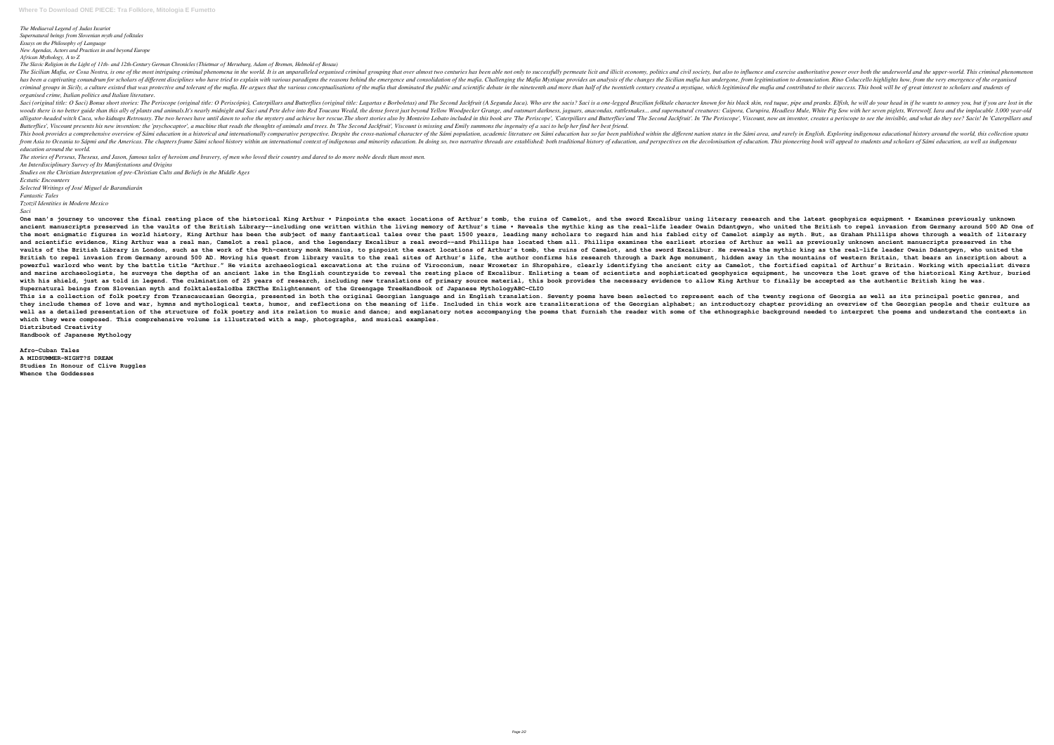*The Mediaeval Legend of Judas Iscariot*
*Supernatural beings from Slovenian myth and folktales*
*Essays on the Philosophy of Language*
*New Agendas, Actors and Practices in and beyond Europe*
*African Mythology, A to Z*
*The Slavic Religion in the Light of 11th- and 12th-Century German Chronicles (Thietmar of Merseburg, Adam of Bremen, Helmold of Bosau)*

*The Sicilian Mafia, or Cosa Nostra, is one of the most intriguing criminal phenomena in the world. It is an unparalleled organised criminal grouping that over almost two centuries has been able not only to successfully permeate licit and illicit economy, politics and civil society, but also to influence and exercise authoritative power over both the underworld and the upper-world. This criminal phenomenon has been a captivating conundrum for scholars of different disciplines who have tried to explain with various paradigms the reasons behind the emergence and consolidation of the mafia. Challenging the Mafia Mystique provides an analysis of the changes the Sicilian mafia has undergone, from legitimisation to denunciation. Rino Coluccello highlights how, from the very emergence of the organised criminal groups in Sicily, a culture existed that was protective and tolerant of the mafia. He argues that the various conceptualisations of the mafia that dominated the public and scientific debate in the nineteenth and more than half of the twentieth century created a mystique, which legitimised the mafia and contributed to their success. This book will be of great interest to scholars and students of organised crime, Italian politics and Italian literature.*

*Saci (original title: O Saci) Bonus short stories: The Periscope (original title: O Periscópio), Caterpillars and Butterflies (original title: Lagartas e Borboletas) and The Second Jackfruit (A Segunda Jaca). Who are the sacis? Saci is a one-legged Brazilian folktale character known for his black skin, red tuque, pipe and pranks. Elfish, he will do your head in if he wants to annoy you, but if you are lost in the woods there is no better guide than this ally of plants and animals.It's nearly midnight and Saci and Pete delve into Red Toucans Weald, the dense forest just beyond Yellow Woodpecker Grange, and outsmart darkness, jaguars, anacondas, rattlesnakes... and supernatural creatures: Caipora, Curupira, Headless Mule, White Pig Sow with her seven piglets, Werewolf, Iara and the implacable 3,000 year-old alligator-headed witch Cuca, who kidnaps Retroussy. The two heroes have until dawn to solve the mystery and achieve her rescue.The short stories also by Monteiro Lobato included in this book are 'The Periscope', 'Caterpillars and Butterflies'and 'The Second Jackfruit'. In 'The Periscope', Viscount, now an inventor, creates a periscope to see the invisible, and what do they see? Sacis! In 'Caterpillars and Butterflies', Viscount presents his new invention: the 'psychocaptor', a machine that reads the thoughts of animals and trees. In 'The Second Jackfruit', Viscount is missing and Emily summons the ingenuity of a saci to help her find her best friend.*

*This book provides a comprehensive overview of Sámi education in a historical and internationally comparative perspective. Despite the cross-national character of the Sámi population, academic literature on Sámi education has so far been published within the different nation states in the Sámi area, and rarely in English. Exploring indigenous educational history around the world, this collection spans from Asia to Oceania to Sápmi and the Americas. The chapters frame Sámi school history within an international context of indigenous and minority education. In doing so, two narrative threads are established: both traditional history of education, and perspectives on the decolonisation of education. This pioneering book will appeal to students and scholars of Sámi education, as well as indigenous education around the world.*

*The stories of Perseus, Theseus, and Jason, famous tales of heroism and bravery, of men who loved their country and dared to do more noble deeds than most men.*
*An Interdisciplinary Survey of Its Manifestations and Origins*
*Studies on the Christian Interpretation of pre-Christian Cults and Beliefs in the Middle Ages*
*Ecstatic Encounters*
*Selected Writings of José Miguel de Barandiarán*
*Fantastic Tales*
*Tzotzil Identities in Modern Mexico*
*Saci*

**One man's journey to uncover the final resting place of the historical King Arthur • Pinpoints the exact locations of Arthur's tomb, the ruins of Camelot, and the sword Excalibur using literary research and the latest geophysics equipment • Examines previously unknown ancient manuscripts preserved in the vaults of the British Library--including one written within the living memory of Arthur's time • Reveals the mythic king as the real-life leader Owain Ddantgwyn, who united the British to repel invasion from Germany around 500 AD One of the most enigmatic figures in world history, King Arthur has been the subject of many fantastical tales over the past 1500 years, leading many scholars to regard him and his fabled city of Camelot simply as myth. But, as Graham Phillips shows through a wealth of literary and scientific evidence, King Arthur was a real man, Camelot a real place, and the legendary Excalibur a real sword--and Phillips has located them all. Phillips examines the earliest stories of Arthur as well as previously unknown ancient manuscripts preserved in the vaults of the British Library in London, such as the work of the 9th-century monk Nennius, to pinpoint the exact locations of Arthur's tomb, the ruins of Camelot, and the sword Excalibur. He reveals the mythic king as the real-life leader Owain Ddantgwyn, who united the British to repel invasion from Germany around 500 AD. Moving his quest from library vaults to the real sites of Arthur's life, the author confirms his research through a Dark Age monument, hidden away in the mountains of western Britain, that bears an inscription about a powerful warlord who went by the battle title "Arthur." He visits archaeological excavations at the ruins of Viroconium, near Wroxeter in Shropshire, clearly identifying the ancient city as Camelot, the fortified capital of Arthur's Britain. Working with specialist divers and marine archaeologists, he surveys the depths of an ancient lake in the English countryside to reveal the resting place of Excalibur. Enlisting a team of scientists and sophisticated geophysics equipment, he uncovers the lost grave of the historical King Arthur, buried with his shield, just as told in legend. The culmination of 25 years of research, including new translations of primary source material, this book provides the necessary evidence to allow King Arthur to finally be accepted as the authentic British king he was.**
**Supernatural beings from Slovenian myth and folktalesZaložba ZRCThe Enlightenment of the Greengage TreeHandbook of Japanese MythologyABC-CLIO**
**This is a collection of folk poetry from Transcaucasian Georgia, presented in both the original Georgian language and in English translation. Seventy poems have been selected to represent each of the twenty regions of Georgia as well as its principal poetic genres, and they include themes of love and war, hymns and mythological texts, humor, and reflections on the meaning of life. Included in this work are transliterations of the Georgian alphabet; an introductory chapter providing an overview of the Georgian people and their culture as well as a detailed presentation of the structure of folk poetry and its relation to music and dance; and explanatory notes accompanying the poems that furnish the reader with some of the ethnographic background needed to interpret the poems and understand the contexts in which they were composed. This comprehensive volume is illustrated with a map, photographs, and musical examples.**
**Distributed Creativity**
**Handbook of Japanese Mythology**

**Afro-Cuban Tales**
**A MIDSUMMER-NIGHT?S DREAM**
**Studies In Honour of Clive Ruggles**
**Whence the Goddesses**